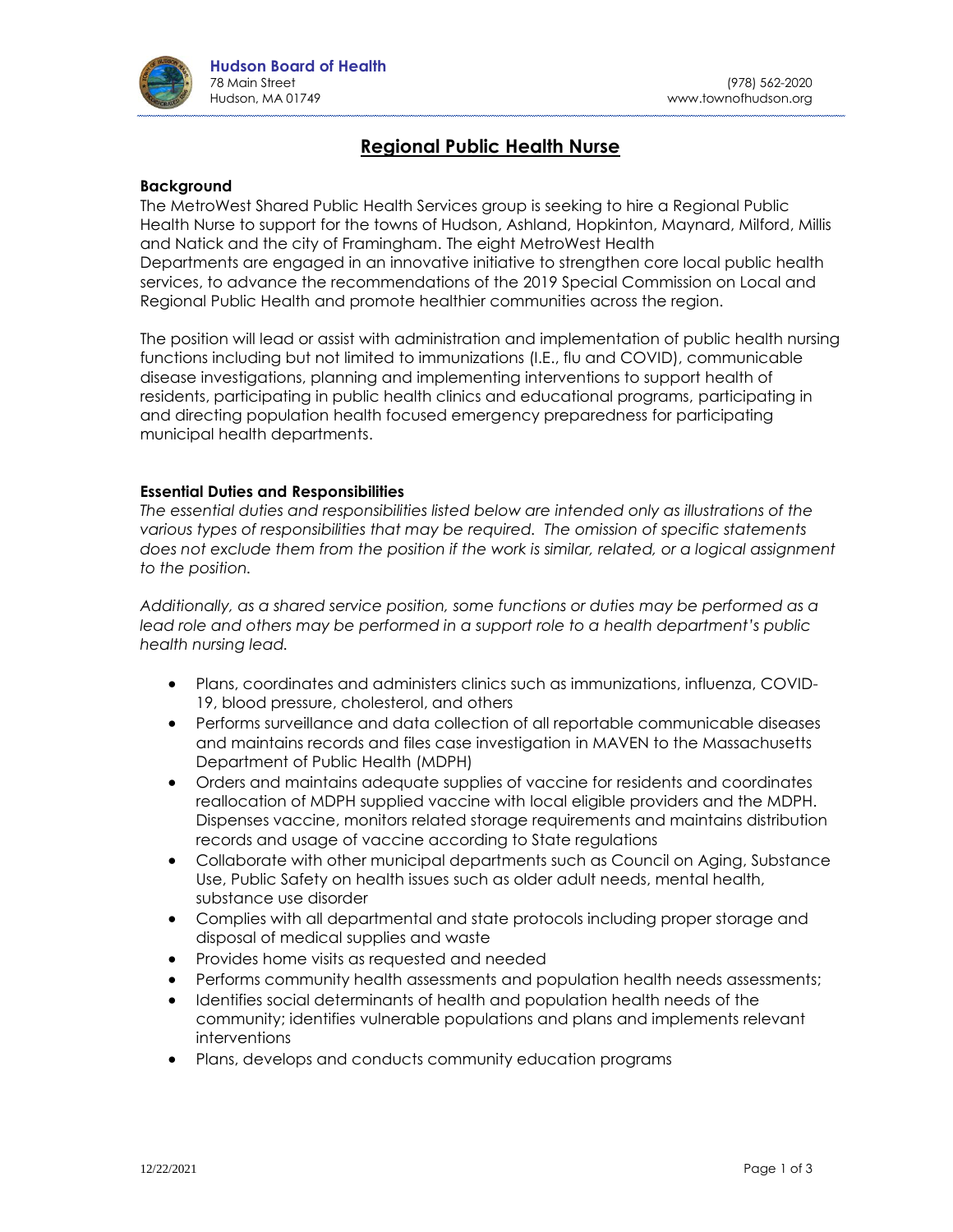**Hudson Board of Health**
78 Main Street
Hudson, MA 01749

(978) 562-2020
www.townofhudson.org

# Regional Public Health Nurse

**Background**

The MetroWest Shared Public Health Services group is seeking to hire a Regional Public Health Nurse to support for the towns of Hudson, Ashland, Hopkinton, Maynard, Milford, Millis and Natick and the city of Framingham. The eight MetroWest Health Departments are engaged in an innovative initiative to strengthen core local public health services, to advance the recommendations of the 2019 Special Commission on Local and Regional Public Health and promote healthier communities across the region.

The position will lead or assist with administration and implementation of public health nursing functions including but not limited to immunizations (I.E., flu and COVID), communicable disease investigations, planning and implementing interventions to support health of residents, participating in public health clinics and educational programs, participating in and directing population health focused emergency preparedness for participating municipal health departments.

**Essential Duties and Responsibilities**

*The essential duties and responsibilities listed below are intended only as illustrations of the various types of responsibilities that may be required. The omission of specific statements does not exclude them from the position if the work is similar, related, or a logical assignment to the position.*

*Additionally, as a shared service position, some functions or duties may be performed as a lead role and others may be performed in a support role to a health department's public health nursing lead.*

- Plans, coordinates and administers clinics such as immunizations, influenza, COVID-19, blood pressure, cholesterol, and others
- Performs surveillance and data collection of all reportable communicable diseases and maintains records and files case investigation in MAVEN to the Massachusetts Department of Public Health (MDPH)
- Orders and maintains adequate supplies of vaccine for residents and coordinates reallocation of MDPH supplied vaccine with local eligible providers and the MDPH. Dispenses vaccine, monitors related storage requirements and maintains distribution records and usage of vaccine according to State regulations
- Collaborate with other municipal departments such as Council on Aging, Substance Use, Public Safety on health issues such as older adult needs, mental health, substance use disorder
- Complies with all departmental and state protocols including proper storage and disposal of medical supplies and waste
- Provides home visits as requested and needed
- Performs community health assessments and population health needs assessments;
- Identifies social determinants of health and population health needs of the community; identifies vulnerable populations and plans and implements relevant interventions
- Plans, develops and conducts community education programs

12/22/2021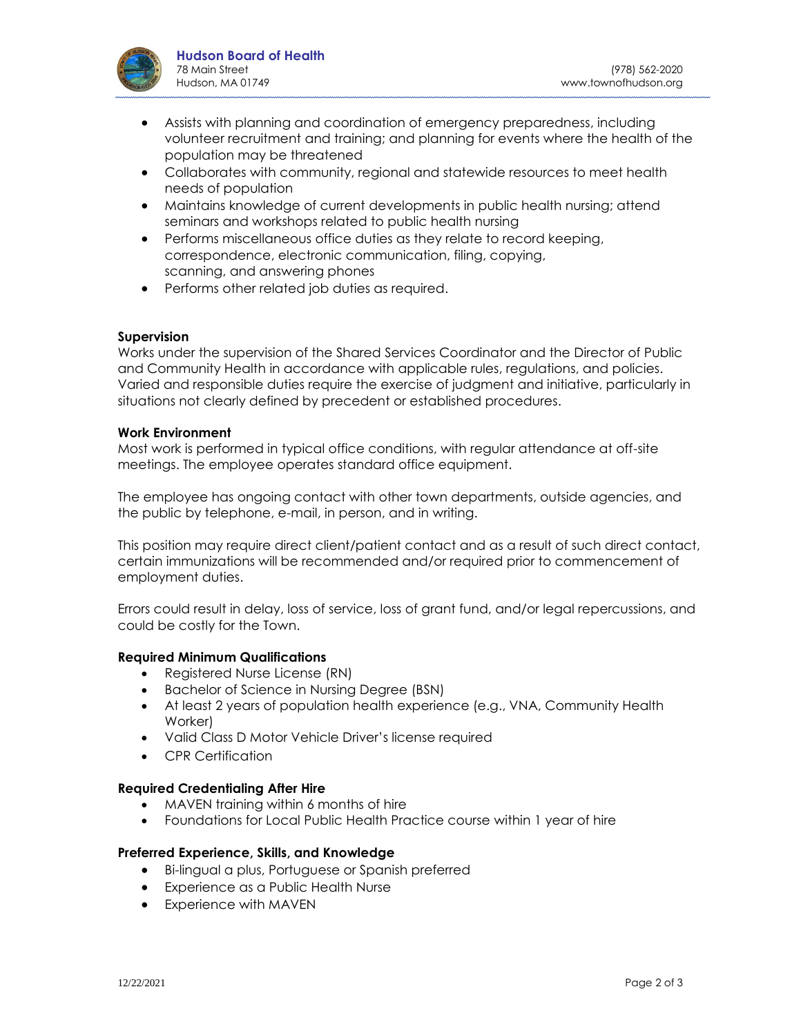- Assists with planning and coordination of emergency preparedness, including volunteer recruitment and training; and planning for events where the health of the population may be threatened
- Collaborates with community, regional and statewide resources to meet health needs of population
- Maintains knowledge of current developments in public health nursing; attend seminars and workshops related to public health nursing
- Performs miscellaneous office duties as they relate to record keeping, correspondence, electronic communication, filing, copying, scanning, and answering phones
- Performs other related job duties as required.

**Supervision**
Works under the supervision of the Shared Services Coordinator and the Director of Public and Community Health in accordance with applicable rules, regulations, and policies. Varied and responsible duties require the exercise of judgment and initiative, particularly in situations not clearly defined by precedent or established procedures.

**Work Environment**
Most work is performed in typical office conditions, with regular attendance at off-site meetings. The employee operates standard office equipment.

The employee has ongoing contact with other town departments, outside agencies, and the public by telephone, e-mail, in person, and in writing.

This position may require direct client/patient contact and as a result of such direct contact, certain immunizations will be recommended and/or required prior to commencement of employment duties.

Errors could result in delay, loss of service, loss of grant fund, and/or legal repercussions, and could be costly for the Town.

**Required Minimum Qualifications**

- Registered Nurse License (RN)
- Bachelor of Science in Nursing Degree (BSN)
- At least 2 years of population health experience (e.g., VNA, Community Health Worker)
- Valid Class D Motor Vehicle Driver's license required
- CPR Certification

**Required Credentialing After Hire**

- MAVEN training within 6 months of hire
- Foundations for Local Public Health Practice course within 1 year of hire

**Preferred Experience, Skills, and Knowledge**

- Bi-lingual a plus, Portuguese or Spanish preferred
- Experience as a Public Health Nurse
- Experience with MAVEN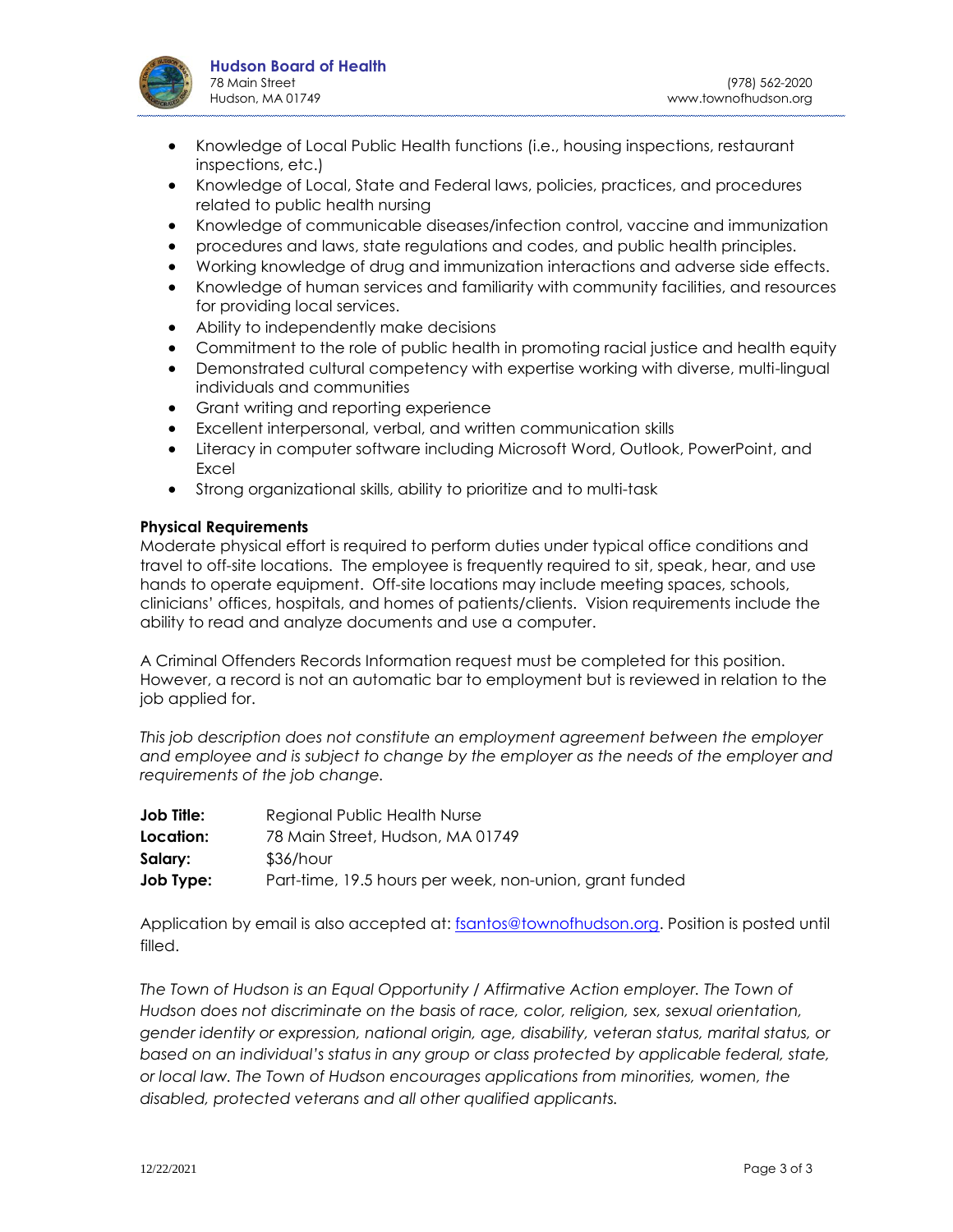- Knowledge of Local Public Health functions (i.e., housing inspections, restaurant inspections, etc.)
- Knowledge of Local, State and Federal laws, policies, practices, and procedures related to public health nursing
- Knowledge of communicable diseases/infection control, vaccine and immunization
- procedures and laws, state regulations and codes, and public health principles.
- Working knowledge of drug and immunization interactions and adverse side effects.
- Knowledge of human services and familiarity with community facilities, and resources for providing local services.
- Ability to independently make decisions
- Commitment to the role of public health in promoting racial justice and health equity
- Demonstrated cultural competency with expertise working with diverse, multi-lingual individuals and communities
- Grant writing and reporting experience
- Excellent interpersonal, verbal, and written communication skills
- Literacy in computer software including Microsoft Word, Outlook, PowerPoint, and Excel
- Strong organizational skills, ability to prioritize and to multi-task

**Physical Requirements**

Moderate physical effort is required to perform duties under typical office conditions and travel to off-site locations. The employee is frequently required to sit, speak, hear, and use hands to operate equipment. Off-site locations may include meeting spaces, schools, clinicians' offices, hospitals, and homes of patients/clients. Vision requirements include the ability to read and analyze documents and use a computer.

A Criminal Offenders Records Information request must be completed for this position. However, a record is not an automatic bar to employment but is reviewed in relation to the job applied for.

*This job description does not constitute an employment agreement between the employer and employee and is subject to change by the employer as the needs of the employer and requirements of the job change.*

| | |
|---|---|
| **Job Title:** | Regional Public Health Nurse |
| **Location:** | 78 Main Street, Hudson, MA 01749 |
| **Salary:** | $36/hour |
| **Job Type:** | Part-time, 19.5 hours per week, non-union, grant funded |

Application by email is also accepted at: fsantos@townofhudson.org. Position is posted until filled.

*The Town of Hudson is an Equal Opportunity / Affirmative Action employer. The Town of Hudson does not discriminate on the basis of race, color, religion, sex, sexual orientation, gender identity or expression, national origin, age, disability, veteran status, marital status, or based on an individual's status in any group or class protected by applicable federal, state, or local law. The Town of Hudson encourages applications from minorities, women, the disabled, protected veterans and all other qualified applicants.*

12/22/2021